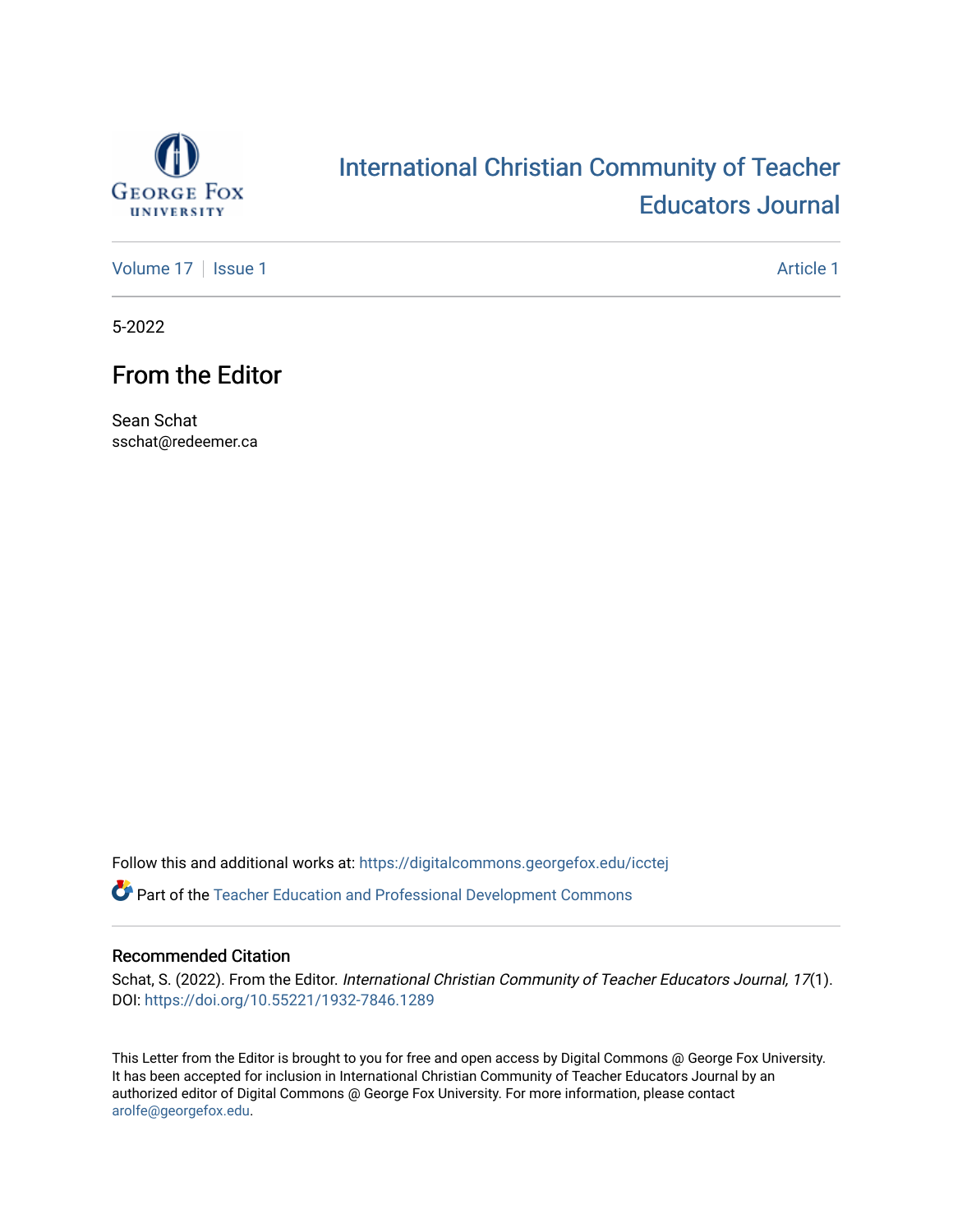# International Christian Community of Teacher Educators Journal

Volume 17 | Issue 1 | Article 1

5-2022

## From the Editor

Sean Schat
sschat@redeemer.ca

Follow this and additional works at: https://digitalcommons.georgefox.edu/icctej

Part of the Teacher Education and Professional Development Commons

### Recommended Citation

Schat, S. (2022). From the Editor. *International Christian Community of Teacher Educators Journal, 17*(1). DOI: https://doi.org/10.55221/1932-7846.1289

This Letter from the Editor is brought to you for free and open access by Digital Commons @ George Fox University. It has been accepted for inclusion in International Christian Community of Teacher Educators Journal by an authorized editor of Digital Commons @ George Fox University. For more information, please contact arolfe@georgefox.edu.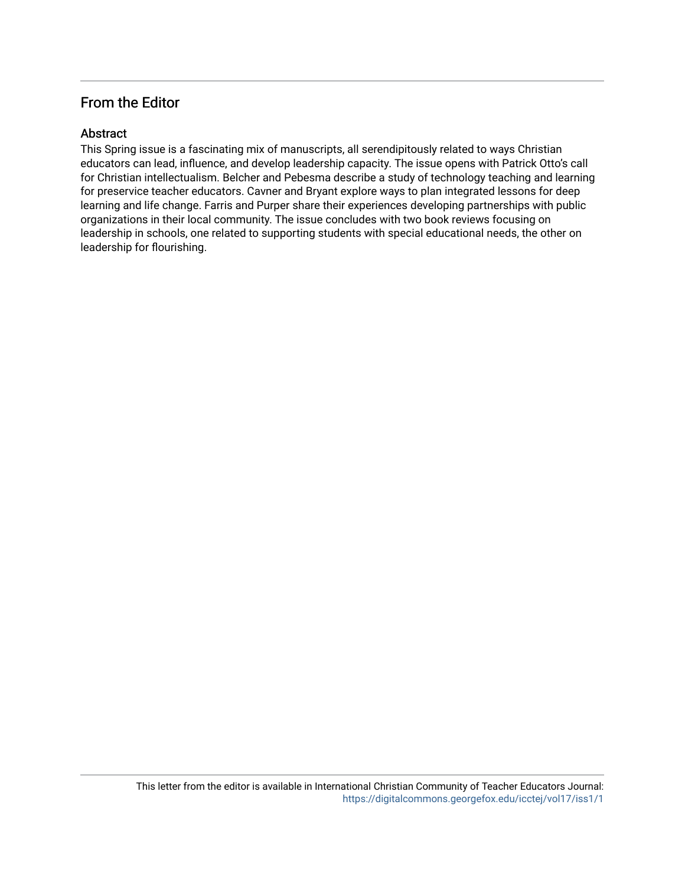# From the Editor

## Abstract

This Spring issue is a fascinating mix of manuscripts, all serendipitously related to ways Christian educators can lead, influence, and develop leadership capacity. The issue opens with Patrick Otto's call for Christian intellectualism. Belcher and Pebesma describe a study of technology teaching and learning for preservice teacher educators. Cavner and Bryant explore ways to plan integrated lessons for deep learning and life change. Farris and Purper share their experiences developing partnerships with public organizations in their local community. The issue concludes with two book reviews focusing on leadership in schools, one related to supporting students with special educational needs, the other on leadership for flourishing.

This letter from the editor is available in International Christian Community of Teacher Educators Journal: https://digitalcommons.georgefox.edu/icctej/vol17/iss1/1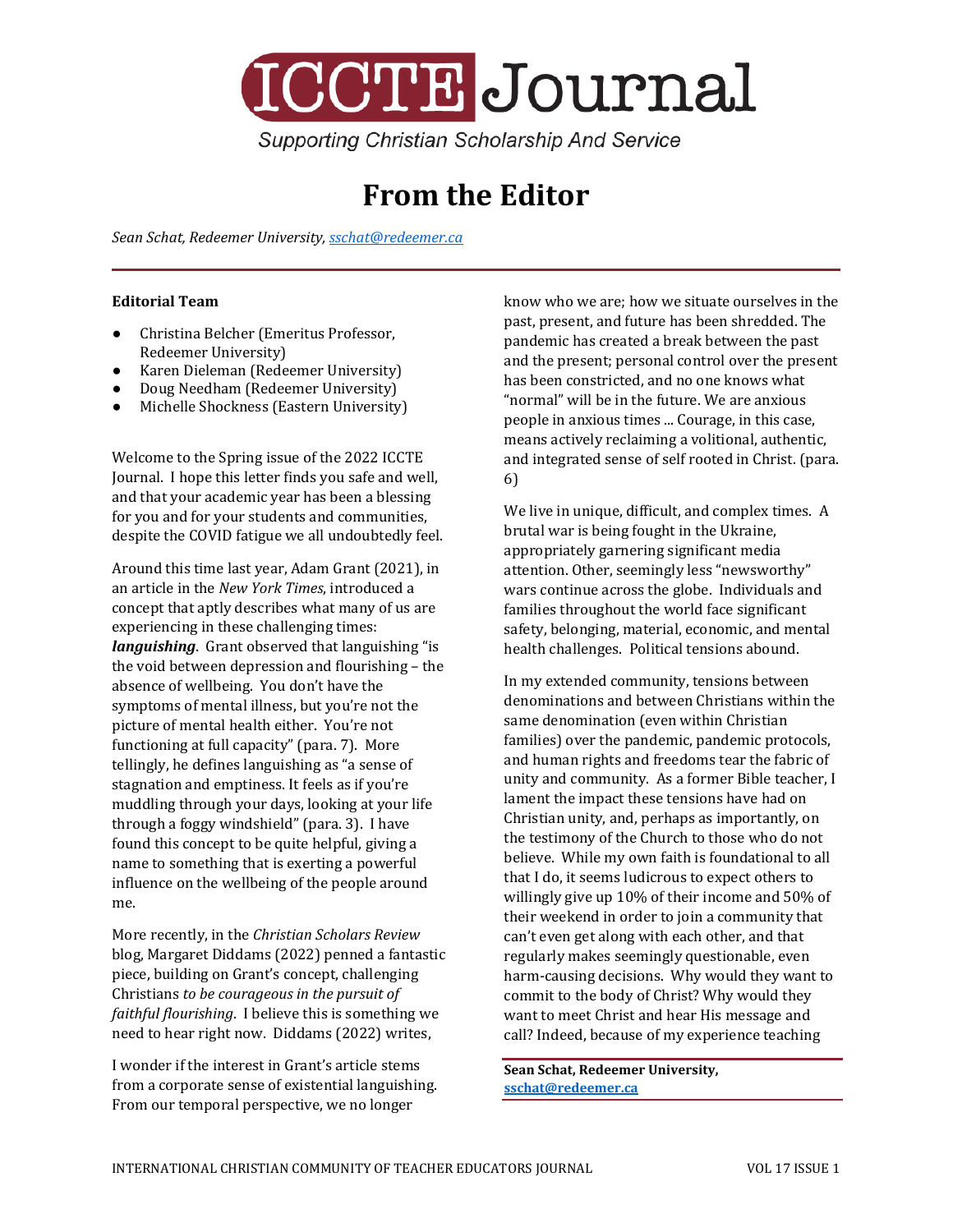# From the Editor

*Sean Schat, Redeemer University, [sschat@redeemer.ca](mailto:sschat@redeemer.ca)*

**Editorial Team**

- Christina Belcher (Emeritus Professor, Redeemer University)
- Karen Dieleman (Redeemer University)
- Doug Needham (Redeemer University)
- Michelle Shockness (Eastern University)

Welcome to the Spring issue of the 2022 ICCTE Journal. I hope this letter finds you safe and well, and that your academic year has been a blessing for you and for your students and communities, despite the COVID fatigue we all undoubtedly feel.

Around this time last year, Adam Grant (2021), in an article in the *New York Times*, introduced a concept that aptly describes what many of us are experiencing in these challenging times: ***languishing***. Grant observed that languishing "is the void between depression and flourishing – the absence of wellbeing. You don't have the symptoms of mental illness, but you're not the picture of mental health either. You're not functioning at full capacity" (para. 7). More tellingly, he defines languishing as "a sense of stagnation and emptiness. It feels as if you're muddling through your days, looking at your life through a foggy windshield" (para. 3). I have found this concept to be quite helpful, giving a name to something that is exerting a powerful influence on the wellbeing of the people around me.

More recently, in the *Christian Scholars Review* blog, Margaret Diddams (2022) penned a fantastic piece, building on Grant's concept, challenging Christians *to be courageous in the pursuit of faithful flourishing*. I believe this is something we need to hear right now. Diddams (2022) writes,

> I wonder if the interest in Grant's article stems from a corporate sense of existential languishing. From our temporal perspective, we no longer know who we are; how we situate ourselves in the past, present, and future has been shredded. The pandemic has created a break between the past and the present; personal control over the present has been constricted, and no one knows what "normal" will be in the future. We are anxious people in anxious times ... Courage, in this case, means actively reclaiming a volitional, authentic, and integrated sense of self rooted in Christ. (para. 6)

We live in unique, difficult, and complex times. A brutal war is being fought in the Ukraine, appropriately garnering significant media attention. Other, seemingly less "newsworthy" wars continue across the globe. Individuals and families throughout the world face significant safety, belonging, material, economic, and mental health challenges. Political tensions abound.

In my extended community, tensions between denominations and between Christians within the same denomination (even within Christian families) over the pandemic, pandemic protocols, and human rights and freedoms tear the fabric of unity and community. As a former Bible teacher, I lament the impact these tensions have had on Christian unity, and, perhaps as importantly, on the testimony of the Church to those who do not believe. While my own faith is foundational to all that I do, it seems ludicrous to expect others to willingly give up 10% of their income and 50% of their weekend in order to join a community that can't even get along with each other, and that regularly makes seemingly questionable, even harm-causing decisions. Why would they want to commit to the body of Christ? Why would they want to meet Christ and hear His message and call? Indeed, because of my experience teaching

**Sean Schat, Redeemer University, [sschat@redeemer.ca](mailto:sschat@redeemer.ca)**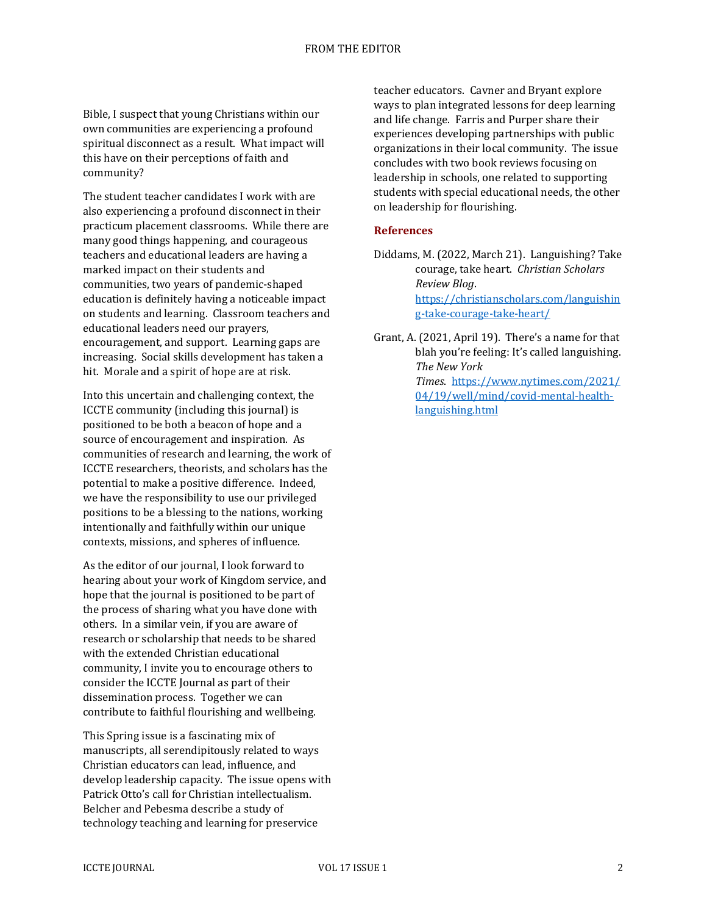Bible, I suspect that young Christians within our own communities are experiencing a profound spiritual disconnect as a result. What impact will this have on their perceptions of faith and community?

The student teacher candidates I work with are also experiencing a profound disconnect in their practicum placement classrooms. While there are many good things happening, and courageous teachers and educational leaders are having a marked impact on their students and communities, two years of pandemic-shaped education is definitely having a noticeable impact on students and learning. Classroom teachers and educational leaders need our prayers, encouragement, and support. Learning gaps are increasing. Social skills development has taken a hit. Morale and a spirit of hope are at risk.

Into this uncertain and challenging context, the ICCTE community (including this journal) is positioned to be both a beacon of hope and a source of encouragement and inspiration. As communities of research and learning, the work of ICCTE researchers, theorists, and scholars has the potential to make a positive difference. Indeed, we have the responsibility to use our privileged positions to be a blessing to the nations, working intentionally and faithfully within our unique contexts, missions, and spheres of influence.

As the editor of our journal, I look forward to hearing about your work of Kingdom service, and hope that the journal is positioned to be part of the process of sharing what you have done with others. In a similar vein, if you are aware of research or scholarship that needs to be shared with the extended Christian educational community, I invite you to encourage others to consider the ICCTE Journal as part of their dissemination process. Together we can contribute to faithful flourishing and wellbeing.

This Spring issue is a fascinating mix of manuscripts, all serendipitously related to ways Christian educators can lead, influence, and develop leadership capacity. The issue opens with Patrick Otto's call for Christian intellectualism. Belcher and Pebesma describe a study of technology teaching and learning for preservice teacher educators. Cavner and Bryant explore ways to plan integrated lessons for deep learning and life change. Farris and Purper share their experiences developing partnerships with public organizations in their local community. The issue concludes with two book reviews focusing on leadership in schools, one related to supporting students with special educational needs, the other on leadership for flourishing.

## References

Diddams, M. (2022, March 21). Languishing? Take courage, take heart. *Christian Scholars Review Blog*. https://christianscholars.com/languishing-take-courage-take-heart/

Grant, A. (2021, April 19). There's a name for that blah you're feeling: It's called languishing. *The New York Times*. https://www.nytimes.com/2021/04/19/well/mind/covid-mental-health-languishing.html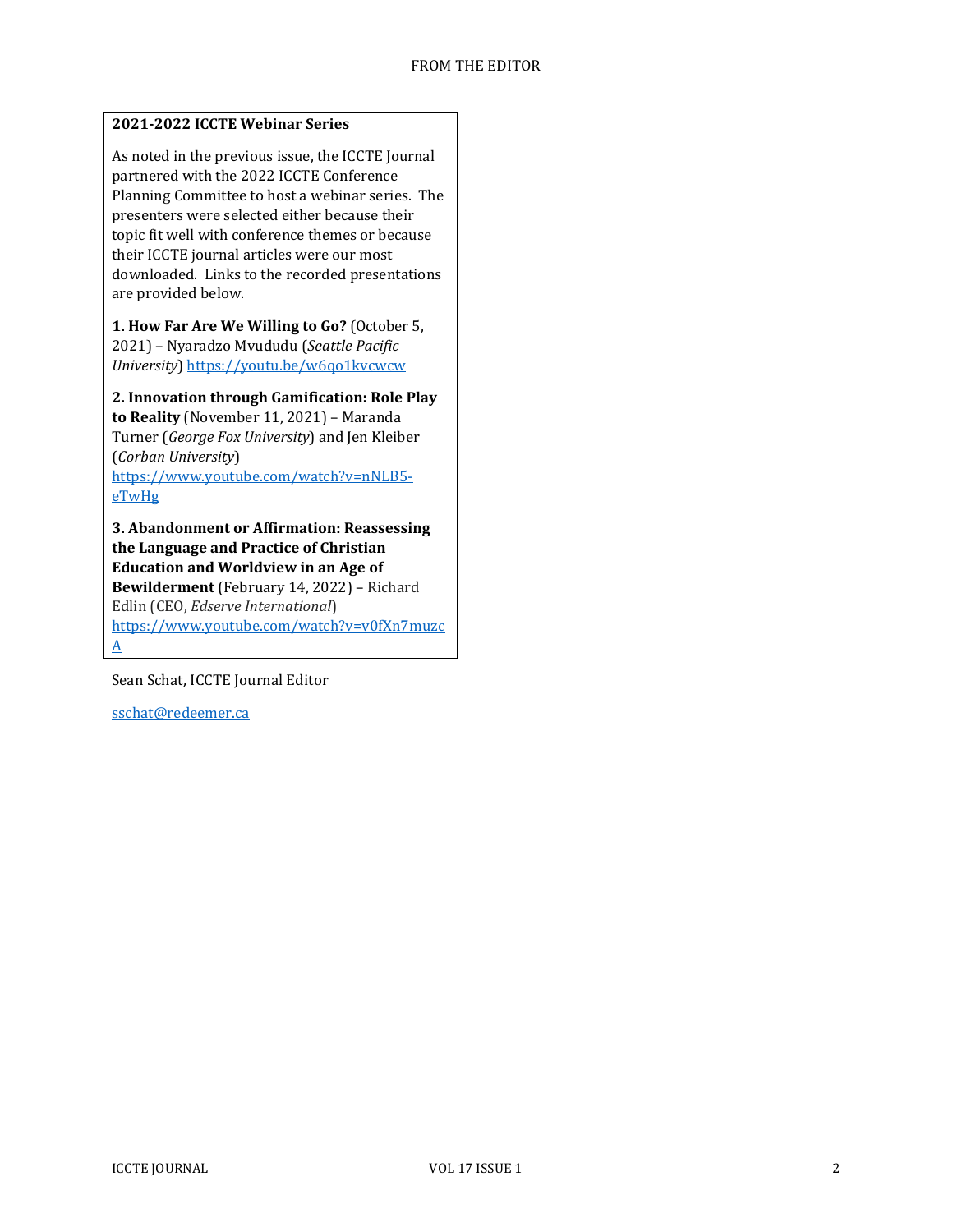**2021-2022 ICCTE Webinar Series**

As noted in the previous issue, the ICCTE Journal partnered with the 2022 ICCTE Conference Planning Committee to host a webinar series. The presenters were selected either because their topic fit well with conference themes or because their ICCTE journal articles were our most downloaded. Links to the recorded presentations are provided below.

**1. How Far Are We Willing to Go?** (October 5, 2021) – Nyaradzo Mvududu (*Seattle Pacific University*) https://youtu.be/w6qo1kvcwcw

**2. Innovation through Gamification: Role Play to Reality** (November 11, 2021) – Maranda Turner (*George Fox University*) and Jen Kleiber (*Corban University*) https://www.youtube.com/watch?v=nNLB5-eTwHg

**3. Abandonment or Affirmation: Reassessing the Language and Practice of Christian Education and Worldview in an Age of Bewilderment** (February 14, 2022) – Richard Edlin (CEO, *Edserve International*) https://www.youtube.com/watch?v=v0fXn7muzcA

Sean Schat, ICCTE Journal Editor

sschat@redeemer.ca